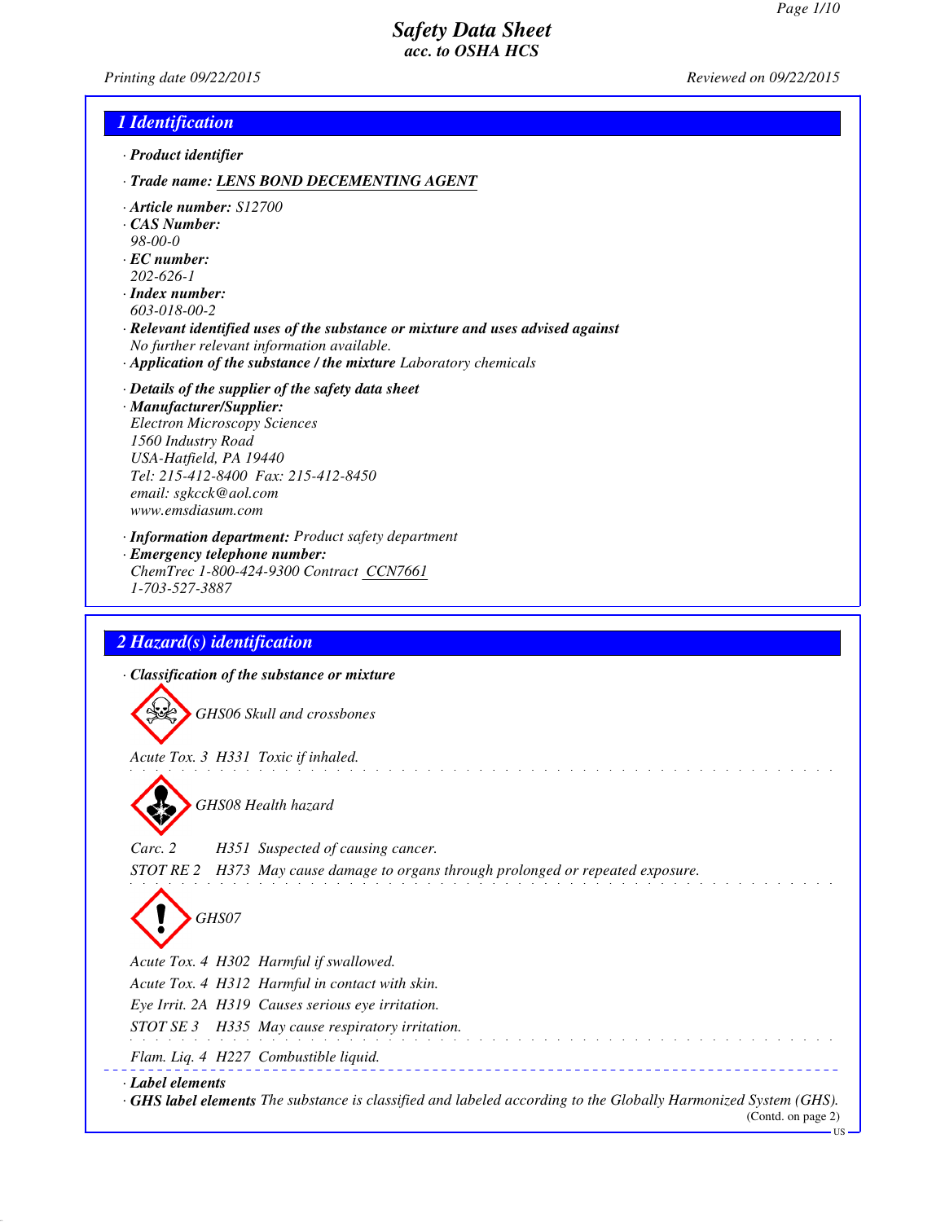# Safety Data Sheet
*acc. to OSHA HCS*

*Printing date 09/22/2015* *Reviewed on 09/22/2015*

## 1 Identification

· **Product identifier**

· **Trade name:** LENS BOND DECEMENTING AGENT

· **Article number:** S12700
· **CAS Number:**
98-00-0
· **EC number:**
202-626-1
· **Index number:**
603-018-00-2
· **Relevant identified uses of the substance or mixture and uses advised against**
No further relevant information available.
· **Application of the substance / the mixture** Laboratory chemicals

· **Details of the supplier of the safety data sheet**
· **Manufacturer/Supplier:**
Electron Microscopy Sciences
1560 Industry Road
USA-Hatfield, PA 19440
Tel: 215-412-8400 Fax: 215-412-8450
email: sgkcck@aol.com
www.emsdiasum.com

· **Information department:** Product safety department
· **Emergency telephone number:**
ChemTrec 1-800-424-9300 Contract CCN7661
1-703-527-3887

## 2 Hazard(s) identification

· **Classification of the substance or mixture**

GHS06 Skull and crossbones

Acute Tox. 3 H331 Toxic if inhaled.

GHS08 Health hazard

Carc. 2 H351 Suspected of causing cancer.
STOT RE 2 H373 May cause damage to organs through prolonged or repeated exposure.

GHS07

Acute Tox. 4 H302 Harmful if swallowed.
Acute Tox. 4 H312 Harmful in contact with skin.
Eye Irrit. 2A H319 Causes serious eye irritation.
STOT SE 3 H335 May cause respiratory irritation.

Flam. Liq. 4 H227 Combustible liquid.

· **Label elements**
· **GHS label elements** The substance is classified and labeled according to the Globally Harmonized System (GHS).

(Contd. on page 2)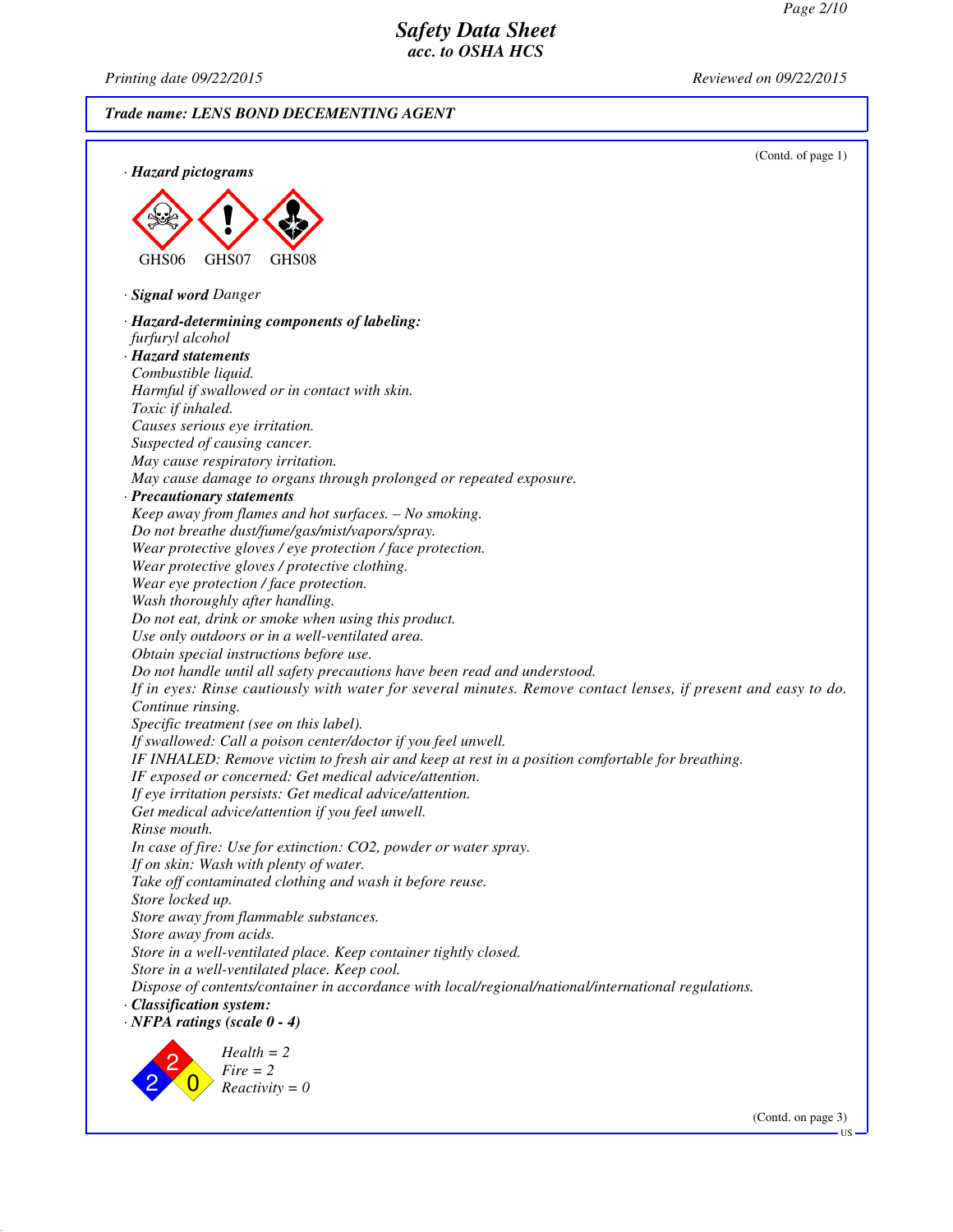**Trade name: LENS BOND DECEMENTING AGENT**

(Contd. of page 1)

· **Hazard pictograms**

GHS06 GHS07 GHS08

· **Signal word** Danger

· **Hazard-determining components of labeling:**
furfuryl alcohol

· **Hazard statements**
Combustible liquid.
Harmful if swallowed or in contact with skin.
Toxic if inhaled.
Causes serious eye irritation.
Suspected of causing cancer.
May cause respiratory irritation.
May cause damage to organs through prolonged or repeated exposure.

· **Precautionary statements**
Keep away from flames and hot surfaces. – No smoking.
Do not breathe dust/fume/gas/mist/vapors/spray.
Wear protective gloves / eye protection / face protection.
Wear protective gloves / protective clothing.
Wear eye protection / face protection.
Wash thoroughly after handling.
Do not eat, drink or smoke when using this product.
Use only outdoors or in a well-ventilated area.
Obtain special instructions before use.
Do not handle until all safety precautions have been read and understood.
If in eyes: Rinse cautiously with water for several minutes. Remove contact lenses, if present and easy to do. Continue rinsing.
Specific treatment (see on this label).
If swallowed: Call a poison center/doctor if you feel unwell.
IF INHALED: Remove victim to fresh air and keep at rest in a position comfortable for breathing.
IF exposed or concerned: Get medical advice/attention.
If eye irritation persists: Get medical advice/attention.
Get medical advice/attention if you feel unwell.
Rinse mouth.
In case of fire: Use for extinction: $CO_2$, powder or water spray.
If on skin: Wash with plenty of water.
Take off contaminated clothing and wash it before reuse.
Store locked up.
Store away from flammable substances.
Store away from acids.
Store in a well-ventilated place. Keep container tightly closed.
Store in a well-ventilated place. Keep cool.
Dispose of contents/container in accordance with local/regional/national/international regulations.

· **Classification system:**

· **NFPA ratings (scale 0 - 4)**

Health = 2
Fire = 2
Reactivity = 0

(Contd. on page 3)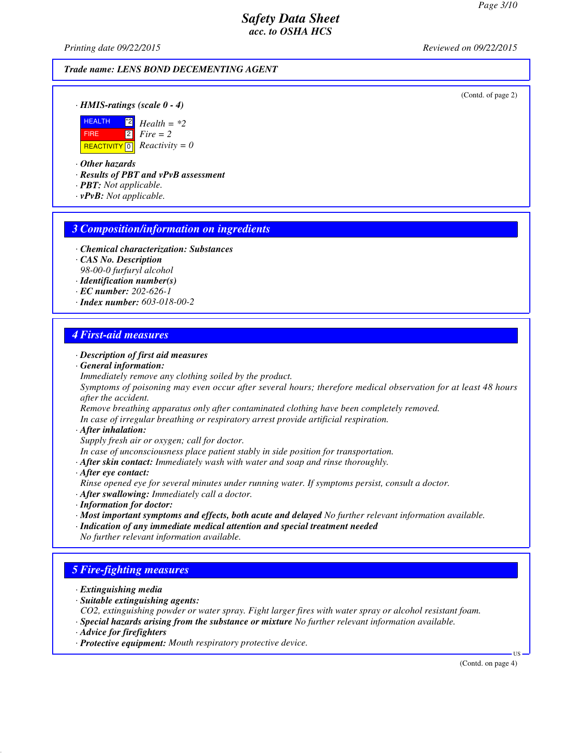*Trade name: LENS BOND DECEMENTING AGENT*

(Contd. of page 2)

· **HMIS-ratings (scale 0 - 4)**

| | | |
|---|---|---|
| HEALTH | *2 | Health = *2 |
| FIRE | 2 | Fire = 2 |
| REACTIVITY | 0 | Reactivity = 0 |

· **Other hazards**
· **Results of PBT and vPvB assessment**
· **PBT:** Not applicable.
· **vPvB:** Not applicable.

## 3 Composition/information on ingredients

· **Chemical characterization: Substances**
· **CAS No. Description**
98-00-0 furfuryl alcohol
· **Identification number(s)**
· **EC number:** 202-626-1
· **Index number:** 603-018-00-2

## 4 First-aid measures

· **Description of first aid measures**
· **General information:**
Immediately remove any clothing soiled by the product.
Symptoms of poisoning may even occur after several hours; therefore medical observation for at least 48 hours after the accident.
Remove breathing apparatus only after contaminated clothing have been completely removed.
In case of irregular breathing or respiratory arrest provide artificial respiration.
· **After inhalation:**
Supply fresh air or oxygen; call for doctor.
In case of unconsciousness place patient stably in side position for transportation.
· **After skin contact:** Immediately wash with water and soap and rinse thoroughly.
· **After eye contact:**
Rinse opened eye for several minutes under running water. If symptoms persist, consult a doctor.
· **After swallowing:** Immediately call a doctor.
· **Information for doctor:**
· **Most important symptoms and effects, both acute and delayed** No further relevant information available.
· **Indication of any immediate medical attention and special treatment needed**
No further relevant information available.

## 5 Fire-fighting measures

· **Extinguishing media**
· **Suitable extinguishing agents:**
CO2, extinguishing powder or water spray. Fight larger fires with water spray or alcohol resistant foam.
· **Special hazards arising from the substance or mixture** No further relevant information available.
· **Advice for firefighters**
· **Protective equipment:** Mouth respiratory protective device.

(Contd. on page 4)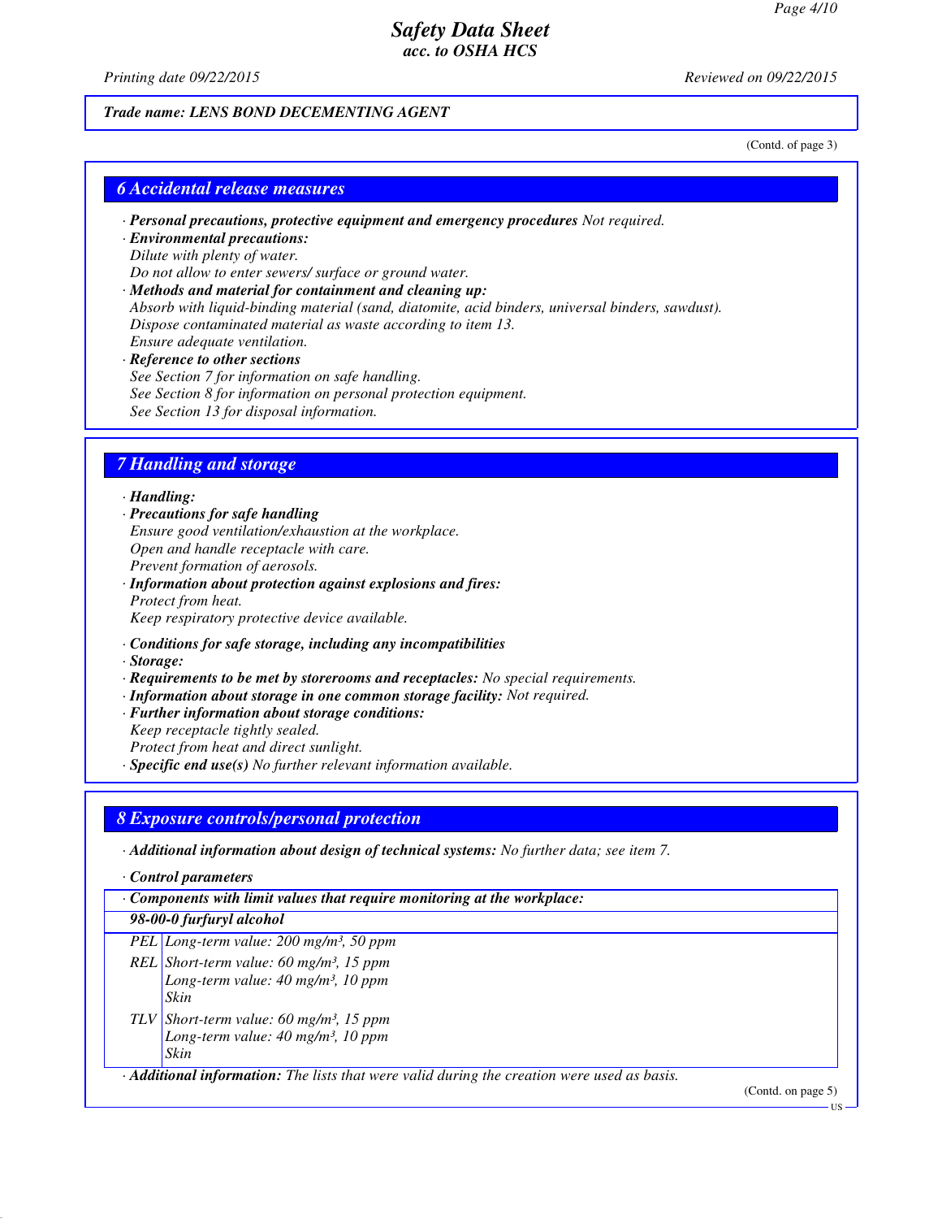*Trade name: LENS BOND DECEMENTING AGENT*

(Contd. of page 3)

## 6 Accidental release measures

· **Personal precautions, protective equipment and emergency procedures** Not required.
· **Environmental precautions:**
Dilute with plenty of water.
Do not allow to enter sewers/ surface or ground water.
· **Methods and material for containment and cleaning up:**
Absorb with liquid-binding material (sand, diatomite, acid binders, universal binders, sawdust).
Dispose contaminated material as waste according to item 13.
Ensure adequate ventilation.
· **Reference to other sections**
See Section 7 for information on safe handling.
See Section 8 for information on personal protection equipment.
See Section 13 for disposal information.

## 7 Handling and storage

· **Handling:**
· **Precautions for safe handling**
Ensure good ventilation/exhaustion at the workplace.
Open and handle receptacle with care.
Prevent formation of aerosols.
· **Information about protection against explosions and fires:**
Protect from heat.
Keep respiratory protective device available.

· **Conditions for safe storage, including any incompatibilities**
· **Storage:**
· **Requirements to be met by storerooms and receptacles:** No special requirements.
· **Information about storage in one common storage facility:** Not required.
· **Further information about storage conditions:**
Keep receptacle tightly sealed.
Protect from heat and direct sunlight.
· **Specific end use(s)** No further relevant information available.

## 8 Exposure controls/personal protection

· **Additional information about design of technical systems:** No further data; see item 7.

· **Control parameters**

| · Components with limit values that require monitoring at the workplace: | |
|---|---|
| **98-00-0 furfuryl alcohol** | |
| PEL | Long-term value: 200 mg/m³, 50 ppm |
| REL | Short-term value: 60 mg/m³, 15 ppm<br>Long-term value: 40 mg/m³, 10 ppm<br>Skin |
| TLV | Short-term value: 60 mg/m³, 15 ppm<br>Long-term value: 40 mg/m³, 10 ppm<br>Skin |

· **Additional information:** The lists that were valid during the creation were used as basis.

(Contd. on page 5)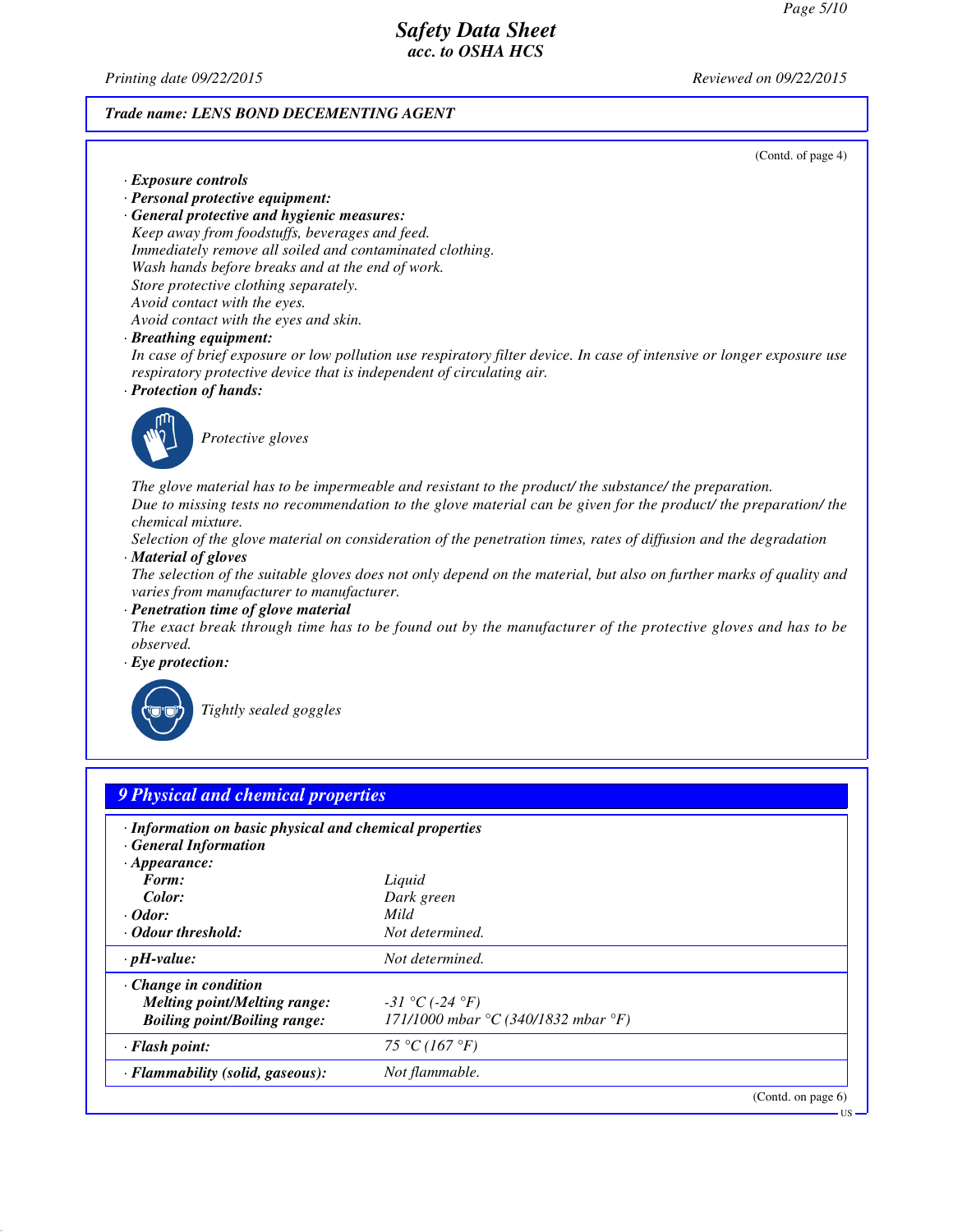**Trade name: LENS BOND DECEMENTING AGENT**

(Contd. of page 4)

· **Exposure controls**
· **Personal protective equipment:**
· **General protective and hygienic measures:**
Keep away from foodstuffs, beverages and feed.
Immediately remove all soiled and contaminated clothing.
Wash hands before breaks and at the end of work.
Store protective clothing separately.
Avoid contact with the eyes.
Avoid contact with the eyes and skin.
· **Breathing equipment:**
In case of brief exposure or low pollution use respiratory filter device. In case of intensive or longer exposure use respiratory protective device that is independent of circulating air.
· **Protection of hands:**

Protective gloves

The glove material has to be impermeable and resistant to the product/ the substance/ the preparation.
Due to missing tests no recommendation to the glove material can be given for the product/ the preparation/ the chemical mixture.
Selection of the glove material on consideration of the penetration times, rates of diffusion and the degradation
· **Material of gloves**
The selection of the suitable gloves does not only depend on the material, but also on further marks of quality and varies from manufacturer to manufacturer.
· **Penetration time of glove material**
The exact break through time has to be found out by the manufacturer of the protective gloves and has to be observed.
· **Eye protection:**

Tightly sealed goggles

## 9 Physical and chemical properties

· **Information on basic physical and chemical properties**
· **General Information**

| | |
|---|---|
| · **Appearance:** | |
| **Form:** | Liquid |
| **Color:** | Dark green |
| · **Odor:** | Mild |
| · **Odour threshold:** | Not determined. |
| · **pH-value:** | Not determined. |
| · **Change in condition** | |
| **Melting point/Melting range:** | -31 °C (-24 °F) |
| **Boiling point/Boiling range:** | 171/1000 mbar °C (340/1832 mbar °F) |
| · **Flash point:** | 75 °C (167 °F) |
| · **Flammability (solid, gaseous):** | Not flammable. |

(Contd. on page 6)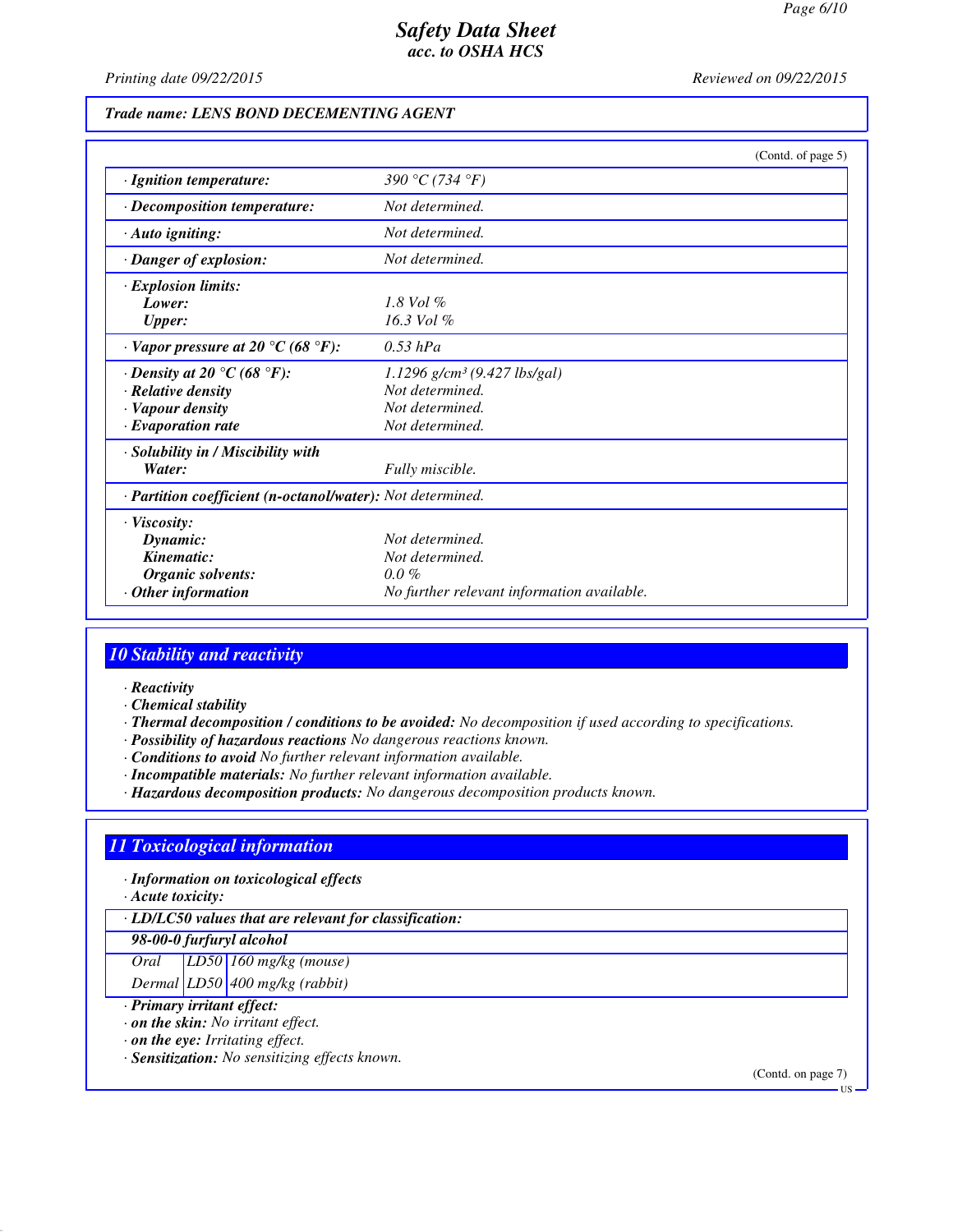# Safety Data Sheet
## acc. to OSHA HCS

Printing date 09/22/2015 Reviewed on 09/22/2015

**Trade name: LENS BOND DECEMENTING AGENT**

(Contd. of page 5)

| | |
|---|---|
| · **Ignition temperature:** | 390 °C (734 °F) |
| · **Decomposition temperature:** | Not determined. |
| · **Auto igniting:** | Not determined. |
| · **Danger of explosion:** | Not determined. |
| · **Explosion limits:** | |
| **Lower:** | 1.8 Vol % |
| **Upper:** | 16.3 Vol % |
| · **Vapor pressure at 20 °C (68 °F):** | 0.53 hPa |
| · **Density at 20 °C (68 °F):** | 1.1296 g/cm³ (9.427 lbs/gal) |
| · **Relative density** | Not determined. |
| · **Vapour density** | Not determined. |
| · **Evaporation rate** | Not determined. |
| · **Solubility in / Miscibility with** | |
| **Water:** | Fully miscible. |
| · **Partition coefficient (n-octanol/water):** | Not determined. |
| · **Viscosity:** | |
| **Dynamic:** | Not determined. |
| **Kinematic:** | Not determined. |
| **Organic solvents:** | 0.0 % |
| · **Other information** | No further relevant information available. |

## 10 Stability and reactivity

· **Reactivity**
· **Chemical stability**
· **Thermal decomposition / conditions to be avoided:** No decomposition if used according to specifications.
· **Possibility of hazardous reactions** No dangerous reactions known.
· **Conditions to avoid** No further relevant information available.
· **Incompatible materials:** No further relevant information available.
· **Hazardous decomposition products:** No dangerous decomposition products known.

## 11 Toxicological information

· **Information on toxicological effects**
· **Acute toxicity:**

| · **LD/LC50 values that are relevant for classification:** | | |
|---|---|---|
| **98-00-0 furfuryl alcohol** | | |
| Oral | LD50 | 160 mg/kg (mouse) |
| Dermal | LD50 | 400 mg/kg (rabbit) |

· **Primary irritant effect:**
· **on the skin:** No irritant effect.
· **on the eye:** Irritating effect.
· **Sensitization:** No sensitizing effects known.

(Contd. on page 7)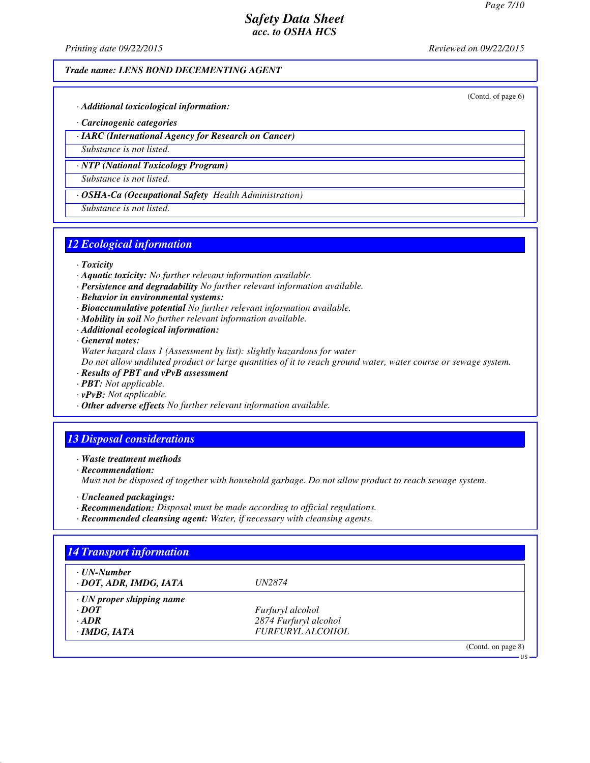*Trade name: LENS BOND DECEMENTING AGENT*

(Contd. of page 6)

· **Additional toxicological information:**

· **Carcinogenic categories**

| · IARC (International Agency for Research on Cancer) |
|---|
| Substance is not listed. |

| · NTP (National Toxicology Program) |
|---|
| Substance is not listed. |

| · OSHA-Ca (Occupational Safety Health Administration) |
|---|
| Substance is not listed. |

## 12 Ecological information

· **Toxicity**
· **Aquatic toxicity:** No further relevant information available.
· **Persistence and degradability** No further relevant information available.
· **Behavior in environmental systems:**
· **Bioaccumulative potential** No further relevant information available.
· **Mobility in soil** No further relevant information available.
· **Additional ecological information:**
· **General notes:**
Water hazard class 1 (Assessment by list): slightly hazardous for water
Do not allow undiluted product or large quantities of it to reach ground water, water course or sewage system.
· **Results of PBT and vPvB assessment**
· **PBT:** Not applicable.
· **vPvB:** Not applicable.
· **Other adverse effects** No further relevant information available.

## 13 Disposal considerations

· **Waste treatment methods**
· **Recommendation:**
Must not be disposed of together with household garbage. Do not allow product to reach sewage system.

· **Uncleaned packagings:**
· **Recommendation:** Disposal must be made according to official regulations.
· **Recommended cleansing agent:** Water, if necessary with cleansing agents.

## 14 Transport information

| · UN-Number | |
|---|---|
| · DOT, ADR, IMDG, IATA | UN2874 |
| · UN proper shipping name | |
| · DOT | Furfuryl alcohol |
| · ADR | 2874 Furfuryl alcohol |
| · IMDG, IATA | FURFURYL ALCOHOL |

(Contd. on page 8)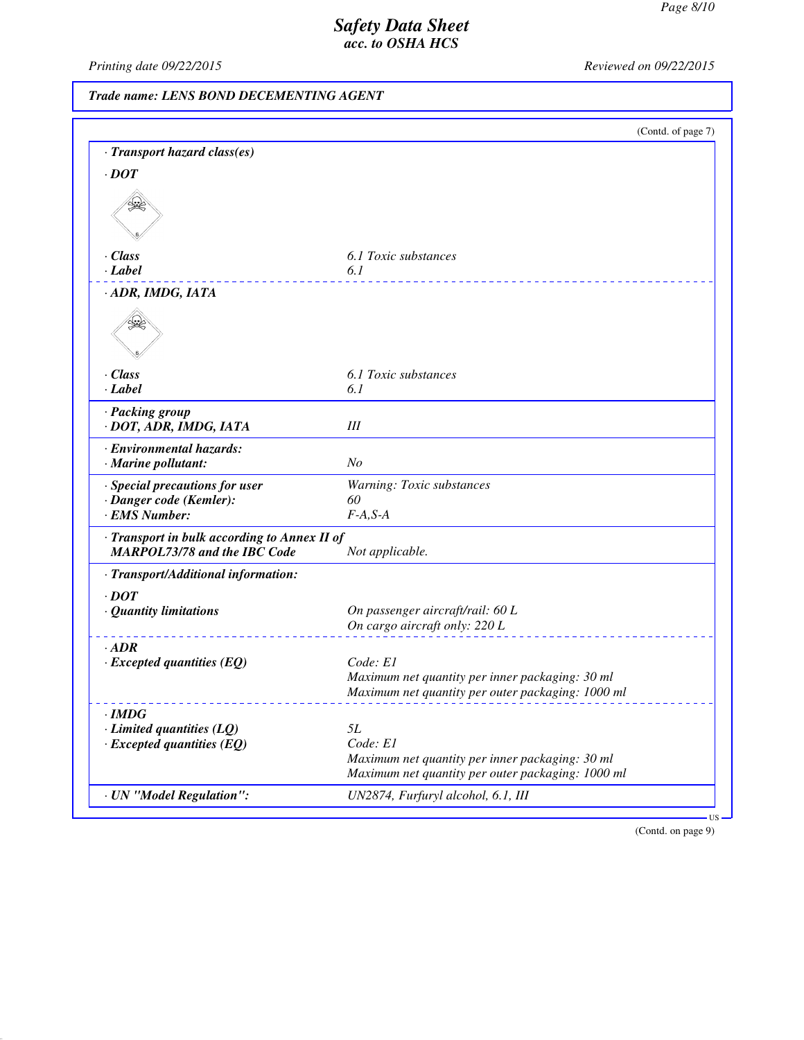# Safety Data Sheet
## acc. to OSHA HCS

Printing date 09/22/2015 | Reviewed on 09/22/2015

**Trade name: LENS BOND DECEMENTING AGENT**

(Contd. of page 7)

**· Transport hazard class(es)**

**· DOT**

| | |
|---|---|
| **· Class** | *6.1 Toxic substances* |
| **· Label** | *6.1* |

**· ADR, IMDG, IATA**

| | |
|---|---|
| **· Class** | *6.1 Toxic substances* |
| **· Label** | *6.1* |

| | |
|---|---|
| **· Packing group** | |
| **· DOT, ADR, IMDG, IATA** | *III* |
| **· Environmental hazards:** | |
| **· Marine pollutant:** | *No* |
| **· Special precautions for user** | *Warning: Toxic substances* |
| **· Danger code (Kemler):** | *60* |
| **· EMS Number:** | *F-A,S-A* |
| **· Transport in bulk according to Annex II of MARPOL73/78 and the IBC Code** | *Not applicable.* |

**· Transport/Additional information:**

| | |
|---|---|
| **· DOT** | |
| **· Quantity limitations** | *On passenger aircraft/rail: 60 L* <br> *On cargo aircraft only: 220 L* |
| **· ADR** | |
| **· Excepted quantities (EQ)** | *Code: E1* <br> *Maximum net quantity per inner packaging: 30 ml* <br> *Maximum net quantity per outer packaging: 1000 ml* |
| **· IMDG** | |
| **· Limited quantities (LQ)** | *5L* |
| **· Excepted quantities (EQ)** | *Code: E1* <br> *Maximum net quantity per inner packaging: 30 ml* <br> *Maximum net quantity per outer packaging: 1000 ml* |
| **· UN "Model Regulation":** | *UN2874, Furfuryl alcohol, 6.1, III* |

US

(Contd. on page 9)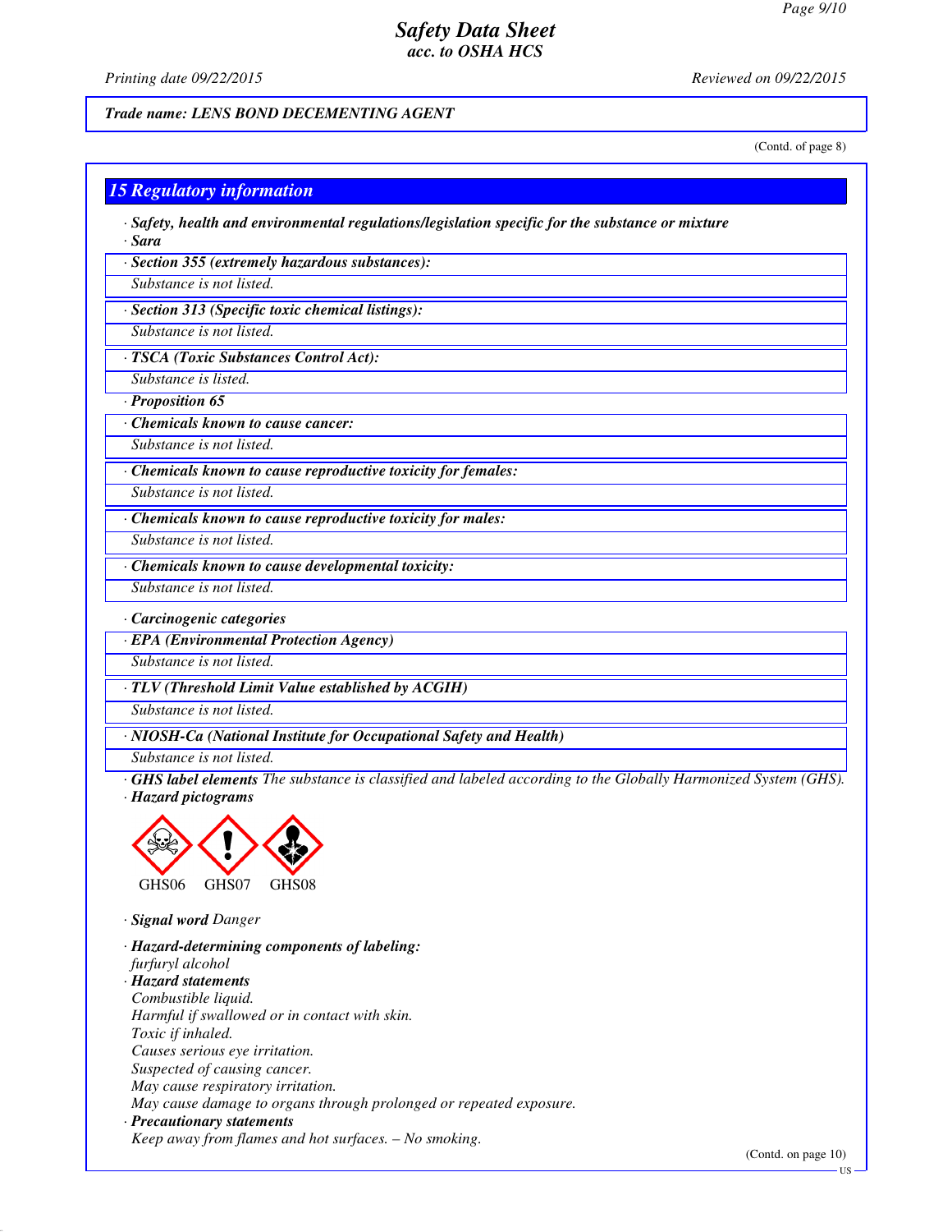Trade name: LENS BOND DECEMENTING AGENT

(Contd. of page 8)

## 15 Regulatory information

· **Safety, health and environmental regulations/legislation specific for the substance or mixture**

· **Sara**

· **Section 355 (extremely hazardous substances):**

Substance is not listed.

· **Section 313 (Specific toxic chemical listings):**

Substance is not listed.

· **TSCA (Toxic Substances Control Act):**

Substance is listed.

· **Proposition 65**

· **Chemicals known to cause cancer:**

Substance is not listed.

· **Chemicals known to cause reproductive toxicity for females:**

Substance is not listed.

· **Chemicals known to cause reproductive toxicity for males:**

Substance is not listed.

· **Chemicals known to cause developmental toxicity:**

Substance is not listed.

· **Carcinogenic categories**

· **EPA (Environmental Protection Agency)**

Substance is not listed.

· **TLV (Threshold Limit Value established by ACGIH)**

Substance is not listed.

· **NIOSH-Ca (National Institute for Occupational Safety and Health)**

Substance is not listed.

· **GHS label elements** The substance is classified and labeled according to the Globally Harmonized System (GHS).

· **Hazard pictograms**

GHS06 GHS07 GHS08

· **Signal word** Danger

· **Hazard-determining components of labeling:**

furfuryl alcohol

· **Hazard statements**

Combustible liquid.
Harmful if swallowed or in contact with skin.
Toxic if inhaled.
Causes serious eye irritation.
Suspected of causing cancer.
May cause respiratory irritation.
May cause damage to organs through prolonged or repeated exposure.

· **Precautionary statements**

Keep away from flames and hot surfaces. – No smoking.

(Contd. on page 10)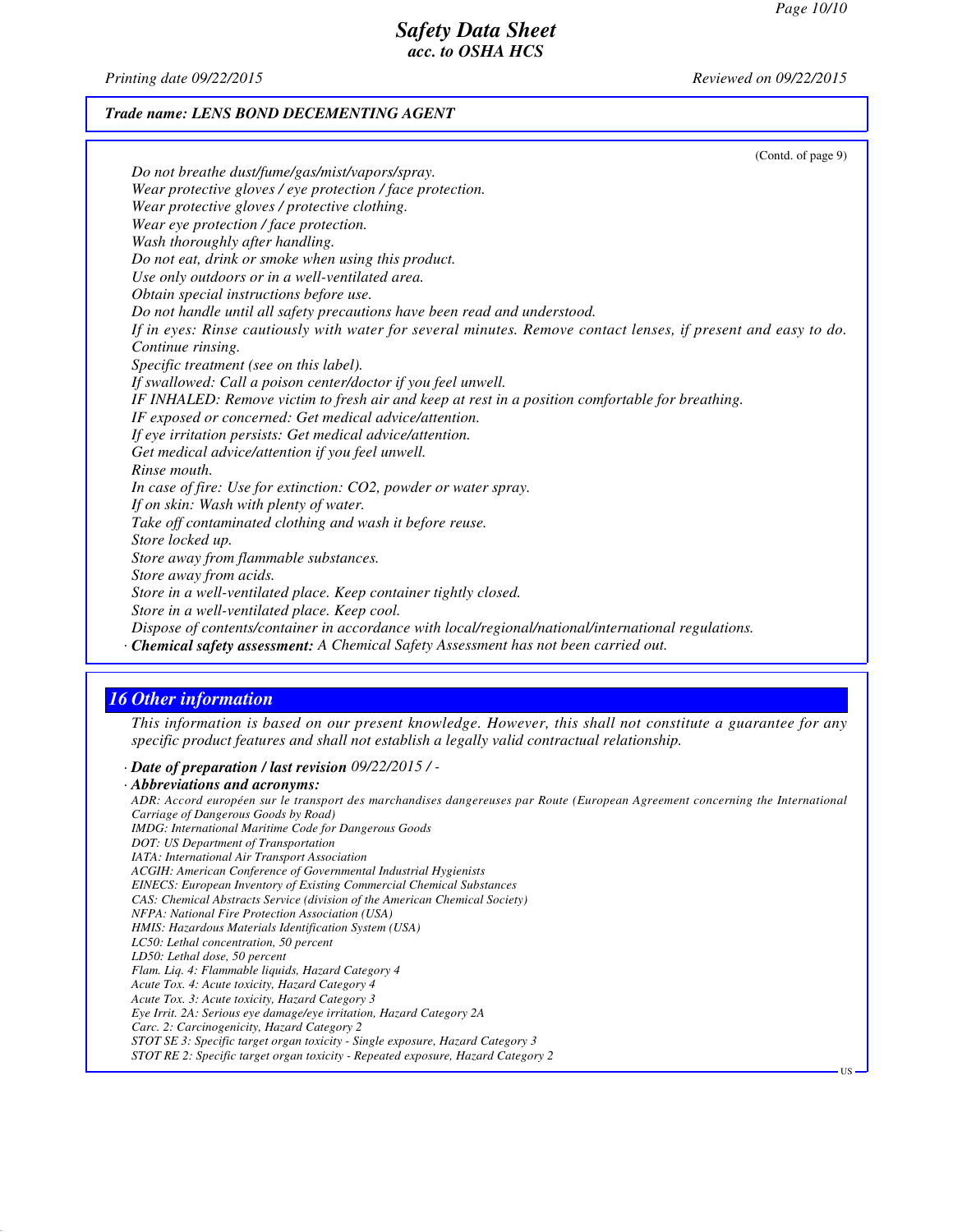(Contd. of page 9)

*Do not breathe dust/fume/gas/mist/vapors/spray.*
*Wear protective gloves / eye protection / face protection.*
*Wear protective gloves / protective clothing.*
*Wear eye protection / face protection.*
*Wash thoroughly after handling.*
*Do not eat, drink or smoke when using this product.*
*Use only outdoors or in a well-ventilated area.*
*Obtain special instructions before use.*
*Do not handle until all safety precautions have been read and understood.*
*If in eyes: Rinse cautiously with water for several minutes. Remove contact lenses, if present and easy to do. Continue rinsing.*
*Specific treatment (see on this label).*
*If swallowed: Call a poison center/doctor if you feel unwell.*
*IF INHALED: Remove victim to fresh air and keep at rest in a position comfortable for breathing.*
*IF exposed or concerned: Get medical advice/attention.*
*If eye irritation persists: Get medical advice/attention.*
*Get medical advice/attention if you feel unwell.*
*Rinse mouth.*
*In case of fire: Use for extinction: $CO_2$, powder or water spray.*
*If on skin: Wash with plenty of water.*
*Take off contaminated clothing and wash it before reuse.*
*Store locked up.*
*Store away from flammable substances.*
*Store away from acids.*
*Store in a well-ventilated place. Keep container tightly closed.*
*Store in a well-ventilated place. Keep cool.*
*Dispose of contents/container in accordance with local/regional/national/international regulations.*

· ***Chemical safety assessment:*** *A Chemical Safety Assessment has not been carried out.*

## 16 Other information

*This information is based on our present knowledge. However, this shall not constitute a guarantee for any specific product features and shall not establish a legally valid contractual relationship.*

· ***Date of preparation / last revision*** *09/22/2015 / -*

· ***Abbreviations and acronyms:***

*ADR: Accord européen sur le transport des marchandises dangereuses par Route (European Agreement concerning the International Carriage of Dangerous Goods by Road)*
*IMDG: International Maritime Code for Dangerous Goods*
*DOT: US Department of Transportation*
*IATA: International Air Transport Association*
*ACGIH: American Conference of Governmental Industrial Hygienists*
*EINECS: European Inventory of Existing Commercial Chemical Substances*
*CAS: Chemical Abstracts Service (division of the American Chemical Society)*
*NFPA: National Fire Protection Association (USA)*
*HMIS: Hazardous Materials Identification System (USA)*
*LC50: Lethal concentration, 50 percent*
*LD50: Lethal dose, 50 percent*
*Flam. Liq. 4: Flammable liquids, Hazard Category 4*
*Acute Tox. 4: Acute toxicity, Hazard Category 4*
*Acute Tox. 3: Acute toxicity, Hazard Category 3*
*Eye Irrit. 2A: Serious eye damage/eye irritation, Hazard Category 2A*
*Carc. 2: Carcinogenicity, Hazard Category 2*
*STOT SE 3: Specific target organ toxicity - Single exposure, Hazard Category 3*
*STOT RE 2: Specific target organ toxicity - Repeated exposure, Hazard Category 2*